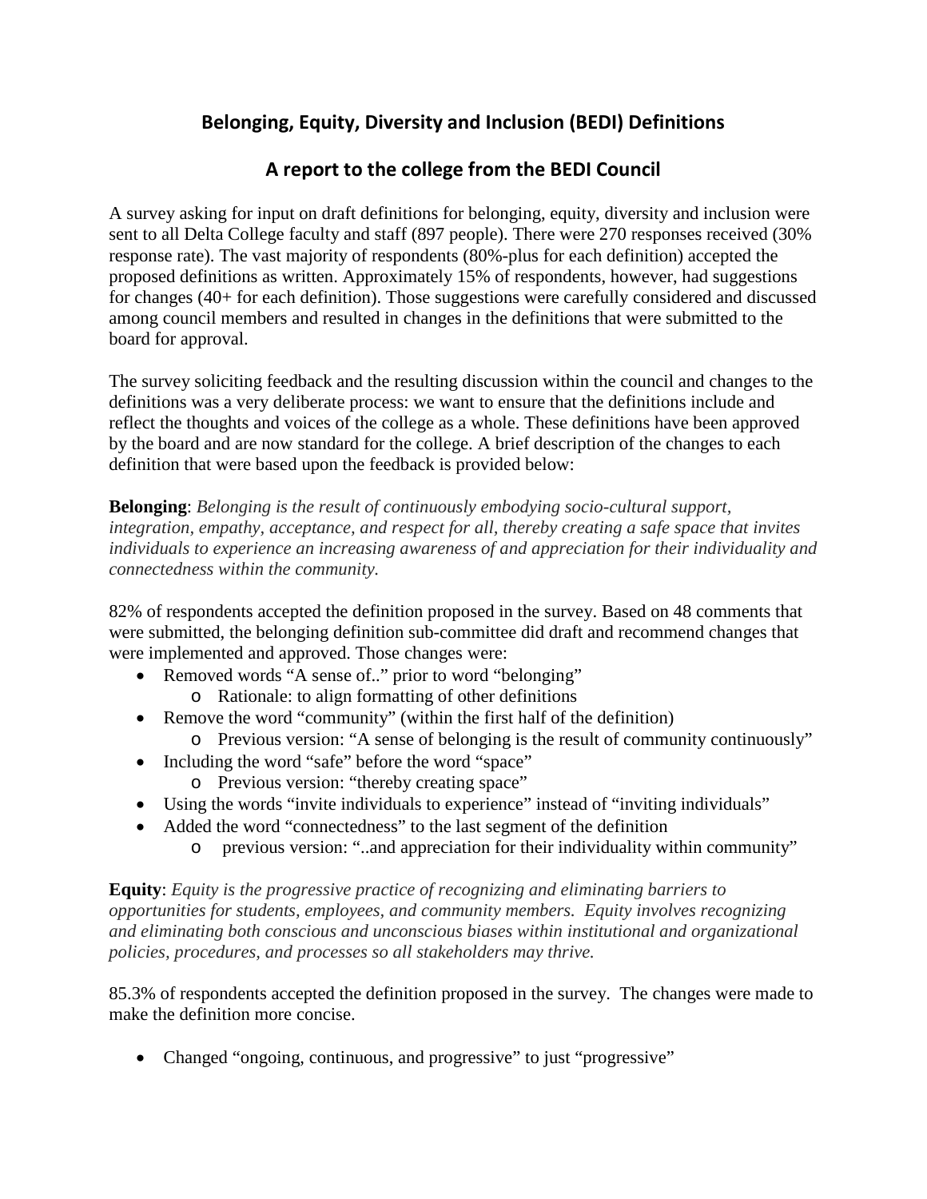# Belonging, Equity, Diversity and Inclusion (BEDI) Definitions

## A report to the college from the BEDI Council

A survey asking for input on draft definitions for belonging, equity, diversity and inclusion were sent to all Delta College faculty and staff (897 people). There were 270 responses received (30% response rate). The vast majority of respondents (80%-plus for each definition) accepted the proposed definitions as written. Approximately 15% of respondents, however, had suggestions for changes (40+ for each definition). Those suggestions were carefully considered and discussed among council members and resulted in changes in the definitions that were submitted to the board for approval.

The survey soliciting feedback and the resulting discussion within the council and changes to the definitions was a very deliberate process: we want to ensure that the definitions include and reflect the thoughts and voices of the college as a whole. These definitions have been approved by the board and are now standard for the college. A brief description of the changes to each definition that were based upon the feedback is provided below:

**Belonging**: *Belonging is the result of continuously embodying socio-cultural support, integration, empathy, acceptance, and respect for all, thereby creating a safe space that invites individuals to experience an increasing awareness of and appreciation for their individuality and connectedness within the community.*

82% of respondents accepted the definition proposed in the survey. Based on 48 comments that were submitted, the belonging definition sub-committee did draft and recommend changes that were implemented and approved. Those changes were:

- Removed words "A sense of.." prior to word "belonging"
  - Rationale: to align formatting of other definitions
- Remove the word "community" (within the first half of the definition)
  - Previous version: "A sense of belonging is the result of community continuously"
- Including the word "safe" before the word "space"
  - Previous version: "thereby creating space"
- Using the words "invite individuals to experience" instead of "inviting individuals"
- Added the word "connectedness" to the last segment of the definition
  - previous version: "..and appreciation for their individuality within community"

**Equity**: *Equity is the progressive practice of recognizing and eliminating barriers to opportunities for students, employees, and community members. Equity involves recognizing and eliminating both conscious and unconscious biases within institutional and organizational policies, procedures, and processes so all stakeholders may thrive.*

85.3% of respondents accepted the definition proposed in the survey. The changes were made to make the definition more concise.

- Changed "ongoing, continuous, and progressive" to just "progressive"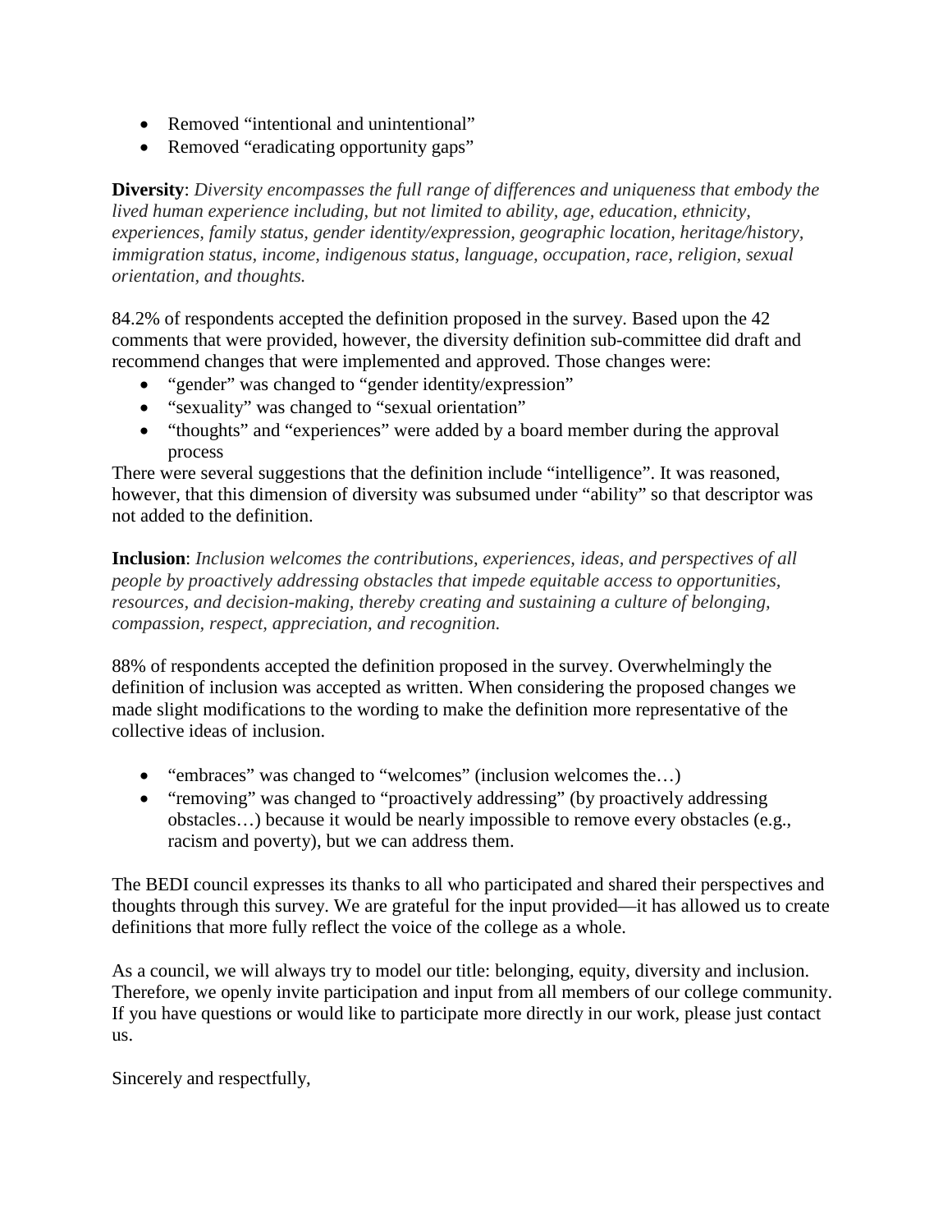- Removed "intentional and unintentional"
- Removed "eradicating opportunity gaps"

**Diversity**: *Diversity encompasses the full range of differences and uniqueness that embody the lived human experience including, but not limited to ability, age, education, ethnicity, experiences, family status, gender identity/expression, geographic location, heritage/history, immigration status, income, indigenous status, language, occupation, race, religion, sexual orientation, and thoughts.*

84.2% of respondents accepted the definition proposed in the survey. Based upon the 42 comments that were provided, however, the diversity definition sub-committee did draft and recommend changes that were implemented and approved. Those changes were:

- "gender" was changed to "gender identity/expression"
- "sexuality" was changed to "sexual orientation"
- "thoughts" and "experiences" were added by a board member during the approval process

There were several suggestions that the definition include "intelligence". It was reasoned, however, that this dimension of diversity was subsumed under "ability" so that descriptor was not added to the definition.

**Inclusion**: *Inclusion welcomes the contributions, experiences, ideas, and perspectives of all people by proactively addressing obstacles that impede equitable access to opportunities, resources, and decision-making, thereby creating and sustaining a culture of belonging, compassion, respect, appreciation, and recognition.*

88% of respondents accepted the definition proposed in the survey. Overwhelmingly the definition of inclusion was accepted as written. When considering the proposed changes we made slight modifications to the wording to make the definition more representative of the collective ideas of inclusion.

- "embraces" was changed to "welcomes" (inclusion welcomes the…)
- "removing" was changed to "proactively addressing" (by proactively addressing obstacles…) because it would be nearly impossible to remove every obstacles (e.g., racism and poverty), but we can address them.

The BEDI council expresses its thanks to all who participated and shared their perspectives and thoughts through this survey. We are grateful for the input provided—it has allowed us to create definitions that more fully reflect the voice of the college as a whole.

As a council, we will always try to model our title: belonging, equity, diversity and inclusion. Therefore, we openly invite participation and input from all members of our college community. If you have questions or would like to participate more directly in our work, please just contact us.

Sincerely and respectfully,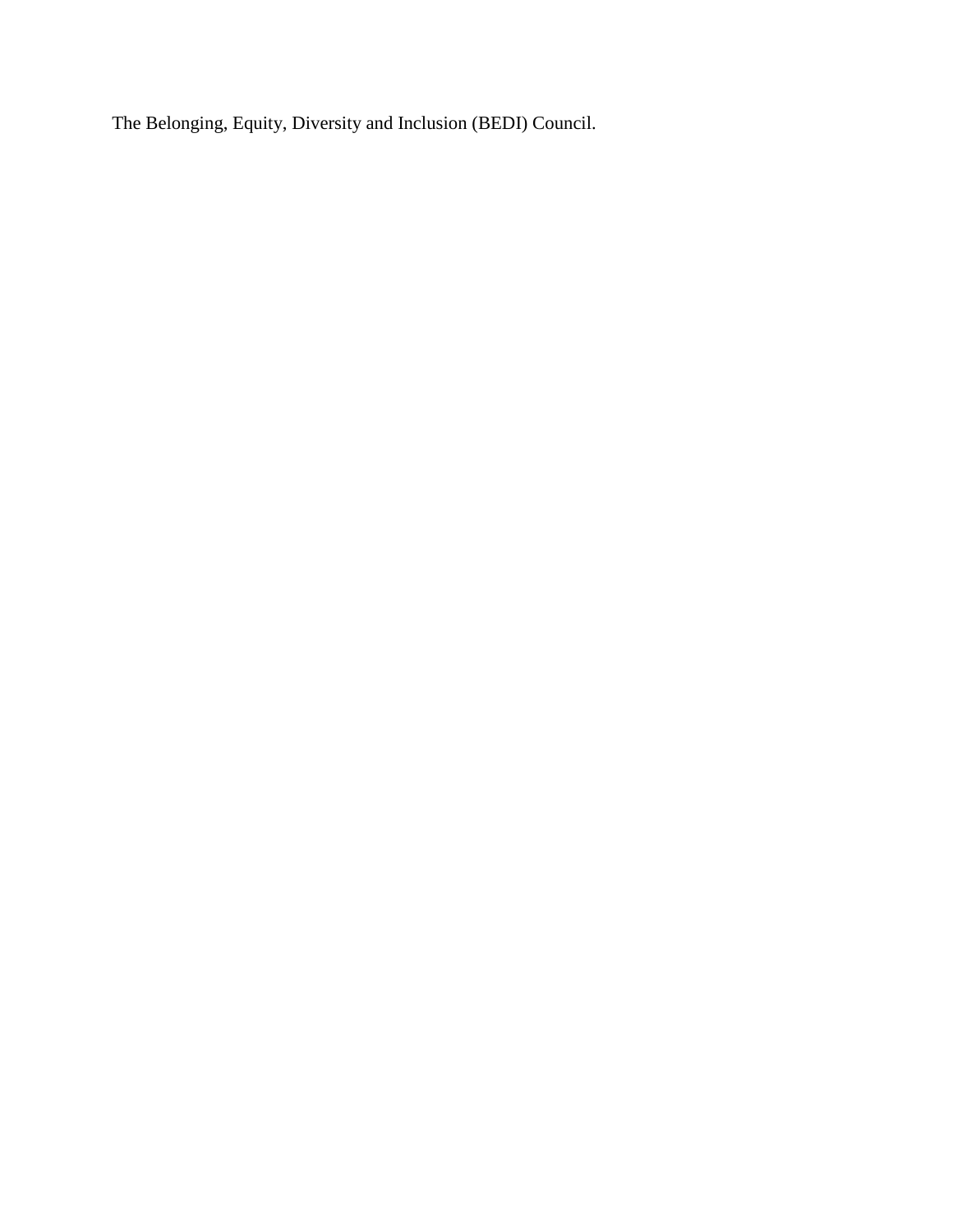The Belonging, Equity, Diversity and Inclusion (BEDI) Council.